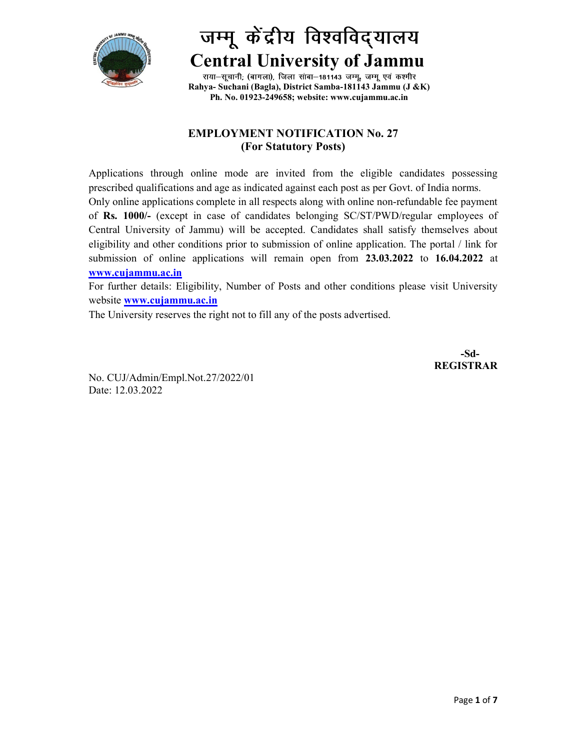# जम्मू केंद्रीय विश्वविद्यालय

# Central University of Jammu

राया–सूचानी; (बागला), जिला सांबा–181143 जम्मू, जम्मू एवं कश्मीर
**Rahya- Suchani (Bagla), District Samba-181143 Jammu (J &K)**
**Ph. No. 01923-249658; website: www.cujammu.ac.in**

## EMPLOYMENT NOTIFICATION No. 27
## (For Statutory Posts)

Applications through online mode are invited from the eligible candidates possessing prescribed qualifications and age as indicated against each post as per Govt. of India norms.

Only online applications complete in all respects along with online non-refundable fee payment of **Rs. 1000/-** (except in case of candidates belonging SC/ST/PWD/regular employees of Central University of Jammu) will be accepted. Candidates shall satisfy themselves about eligibility and other conditions prior to submission of online application. The portal / link for submission of online applications will remain open from **23.03.2022** to **16.04.2022** at **www.cujammu.ac.in**

For further details: Eligibility, Number of Posts and other conditions please visit University website **www.cujammu.ac.in**

The University reserves the right not to fill any of the posts advertised.

**-Sd-**
**REGISTRAR**

No. CUJ/Admin/Empl.Not.27/2022/01
Date: 12.03.2022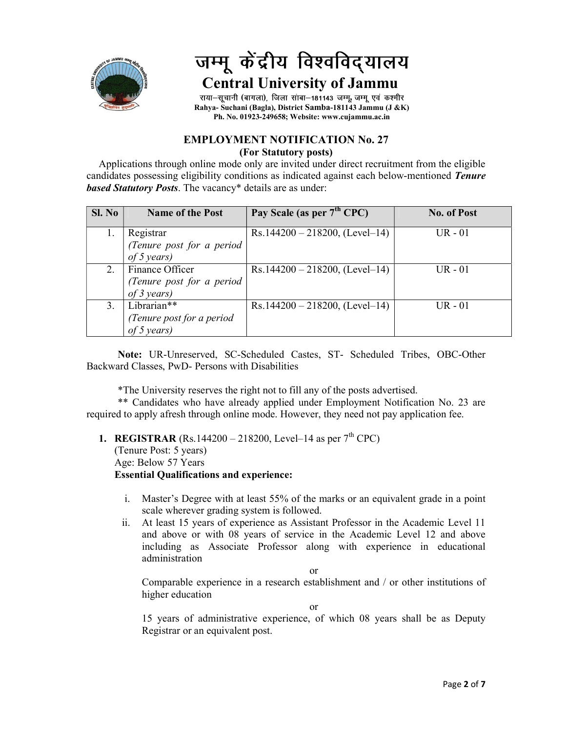# जम्मू केंद्रीय विश्वविद्यालय

## Central University of Jammu

राया–सूचानी (बागला), जिला सांबा–181143 जम्मू, जम्मू एवं कश्मीर
Rahya- Suchani (Bagla), District Samba-181143 Jammu (J &K)
Ph. No. 01923-249658; Website: www.cujammu.ac.in

### EMPLOYMENT NOTIFICATION No. 27

**(For Statutory posts)**

Applications through online mode only are invited under direct recruitment from the eligible candidates possessing eligibility conditions as indicated against each below-mentioned ***Tenure based Statutory Posts***. The vacancy* details are as under:

| Sl. No | Name of the Post | Pay Scale (as per 7th CPC) | No. of Post |
|---|---|---|---|
| 1. | Registrar *(Tenure post for a period of 5 years)* | Rs.144200 – 218200, (Level–14) | UR - 01 |
| 2. | Finance Officer *(Tenure post for a period of 3 years)* | Rs.144200 – 218200, (Level–14) | UR - 01 |
| 3. | Librarian** *(Tenure post for a period of 5 years)* | Rs.144200 – 218200, (Level–14) | UR - 01 |

**Note:** UR-Unreserved, SC-Scheduled Castes, ST- Scheduled Tribes, OBC-Other Backward Classes, PwD- Persons with Disabilities

*The University reserves the right not to fill any of the posts advertised.

** Candidates who have already applied under Employment Notification No. 23 are required to apply afresh through online mode. However, they need not pay application fee.

1. **REGISTRAR** (Rs.144200 – 218200, Level–14 as per 7th CPC)
   (Tenure Post: 5 years)
   Age: Below 57 Years
   **Essential Qualifications and experience:**

   i. Master's Degree with at least 55% of the marks or an equivalent grade in a point scale wherever grading system is followed.

   ii. At least 15 years of experience as Assistant Professor in the Academic Level 11 and above or with 08 years of service in the Academic Level 12 and above including as Associate Professor along with experience in educational administration

   or

   Comparable experience in a research establishment and / or other institutions of higher education

   or

   15 years of administrative experience, of which 08 years shall be as Deputy Registrar or an equivalent post.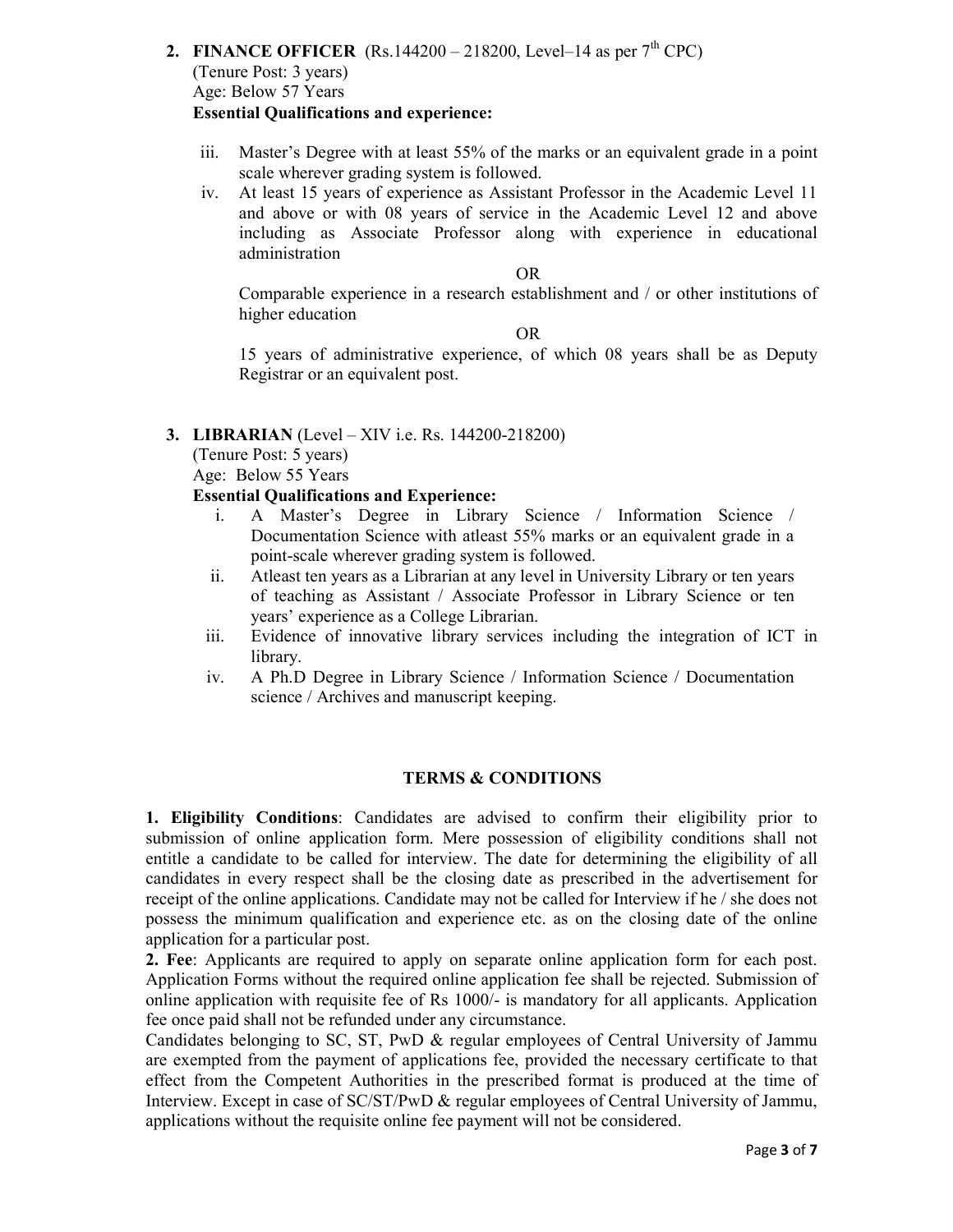**2. FINANCE OFFICER** (Rs.144200 – 218200, Level–14 as per 7$^{th}$ CPC)
(Tenure Post: 3 years)
Age: Below 57 Years
**Essential Qualifications and experience:**

iii. Master's Degree with at least 55% of the marks or an equivalent grade in a point scale wherever grading system is followed.

iv. At least 15 years of experience as Assistant Professor in the Academic Level 11 and above or with 08 years of service in the Academic Level 12 and above including as Associate Professor along with experience in educational administration

OR

Comparable experience in a research establishment and / or other institutions of higher education

OR

15 years of administrative experience, of which 08 years shall be as Deputy Registrar or an equivalent post.

**3. LIBRARIAN** (Level – XIV i.e. Rs. 144200-218200)
(Tenure Post: 5 years)
Age: Below 55 Years
**Essential Qualifications and Experience:**

i. A Master's Degree in Library Science / Information Science / Documentation Science with atleast 55% marks or an equivalent grade in a point-scale wherever grading system is followed.

ii. Atleast ten years as a Librarian at any level in University Library or ten years of teaching as Assistant / Associate Professor in Library Science or ten years' experience as a College Librarian.

iii. Evidence of innovative library services including the integration of ICT in library.

iv. A Ph.D Degree in Library Science / Information Science / Documentation science / Archives and manuscript keeping.

## TERMS & CONDITIONS

**1. Eligibility Conditions**: Candidates are advised to confirm their eligibility prior to submission of online application form. Mere possession of eligibility conditions shall not entitle a candidate to be called for interview. The date for determining the eligibility of all candidates in every respect shall be the closing date as prescribed in the advertisement for receipt of the online applications. Candidate may not be called for Interview if he / she does not possess the minimum qualification and experience etc. as on the closing date of the online application for a particular post.

**2. Fee**: Applicants are required to apply on separate online application form for each post. Application Forms without the required online application fee shall be rejected. Submission of online application with requisite fee of Rs 1000/- is mandatory for all applicants. Application fee once paid shall not be refunded under any circumstance.

Candidates belonging to SC, ST, PwD & regular employees of Central University of Jammu are exempted from the payment of applications fee, provided the necessary certificate to that effect from the Competent Authorities in the prescribed format is produced at the time of Interview. Except in case of SC/ST/PwD & regular employees of Central University of Jammu, applications without the requisite online fee payment will not be considered.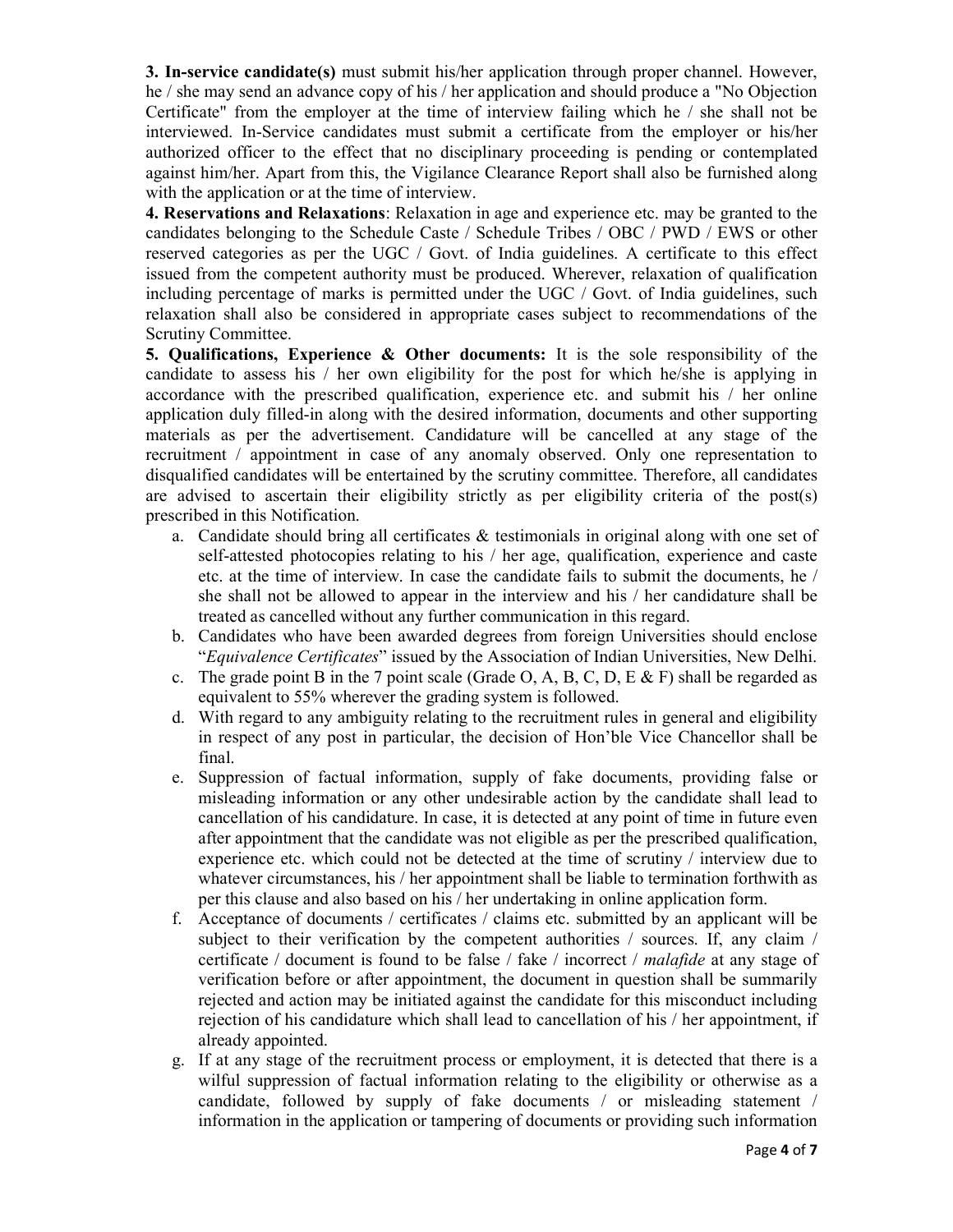**3. In-service candidate(s)** must submit his/her application through proper channel. However, he / she may send an advance copy of his / her application and should produce a "No Objection Certificate" from the employer at the time of interview failing which he / she shall not be interviewed. In-Service candidates must submit a certificate from the employer or his/her authorized officer to the effect that no disciplinary proceeding is pending or contemplated against him/her. Apart from this, the Vigilance Clearance Report shall also be furnished along with the application or at the time of interview.

**4. Reservations and Relaxations**: Relaxation in age and experience etc. may be granted to the candidates belonging to the Schedule Caste / Schedule Tribes / OBC / PWD / EWS or other reserved categories as per the UGC / Govt. of India guidelines. A certificate to this effect issued from the competent authority must be produced. Wherever, relaxation of qualification including percentage of marks is permitted under the UGC / Govt. of India guidelines, such relaxation shall also be considered in appropriate cases subject to recommendations of the Scrutiny Committee.

**5. Qualifications, Experience & Other documents:** It is the sole responsibility of the candidate to assess his / her own eligibility for the post for which he/she is applying in accordance with the prescribed qualification, experience etc. and submit his / her online application duly filled-in along with the desired information, documents and other supporting materials as per the advertisement. Candidature will be cancelled at any stage of the recruitment / appointment in case of any anomaly observed. Only one representation to disqualified candidates will be entertained by the scrutiny committee. Therefore, all candidates are advised to ascertain their eligibility strictly as per eligibility criteria of the post(s) prescribed in this Notification.

a. Candidate should bring all certificates & testimonials in original along with one set of self-attested photocopies relating to his / her age, qualification, experience and caste etc. at the time of interview. In case the candidate fails to submit the documents, he / she shall not be allowed to appear in the interview and his / her candidature shall be treated as cancelled without any further communication in this regard.
b. Candidates who have been awarded degrees from foreign Universities should enclose "*Equivalence Certificates*" issued by the Association of Indian Universities, New Delhi.
c. The grade point B in the 7 point scale (Grade O, A, B, C, D, E & F) shall be regarded as equivalent to 55% wherever the grading system is followed.
d. With regard to any ambiguity relating to the recruitment rules in general and eligibility in respect of any post in particular, the decision of Hon'ble Vice Chancellor shall be final.
e. Suppression of factual information, supply of fake documents, providing false or misleading information or any other undesirable action by the candidate shall lead to cancellation of his candidature. In case, it is detected at any point of time in future even after appointment that the candidate was not eligible as per the prescribed qualification, experience etc. which could not be detected at the time of scrutiny / interview due to whatever circumstances, his / her appointment shall be liable to termination forthwith as per this clause and also based on his / her undertaking in online application form.
f. Acceptance of documents / certificates / claims etc. submitted by an applicant will be subject to their verification by the competent authorities / sources. If, any claim / certificate / document is found to be false / fake / incorrect / *malafide* at any stage of verification before or after appointment, the document in question shall be summarily rejected and action may be initiated against the candidate for this misconduct including rejection of his candidature which shall lead to cancellation of his / her appointment, if already appointed.
g. If at any stage of the recruitment process or employment, it is detected that there is a wilful suppression of factual information relating to the eligibility or otherwise as a candidate, followed by supply of fake documents / or misleading statement / information in the application or tampering of documents or providing such information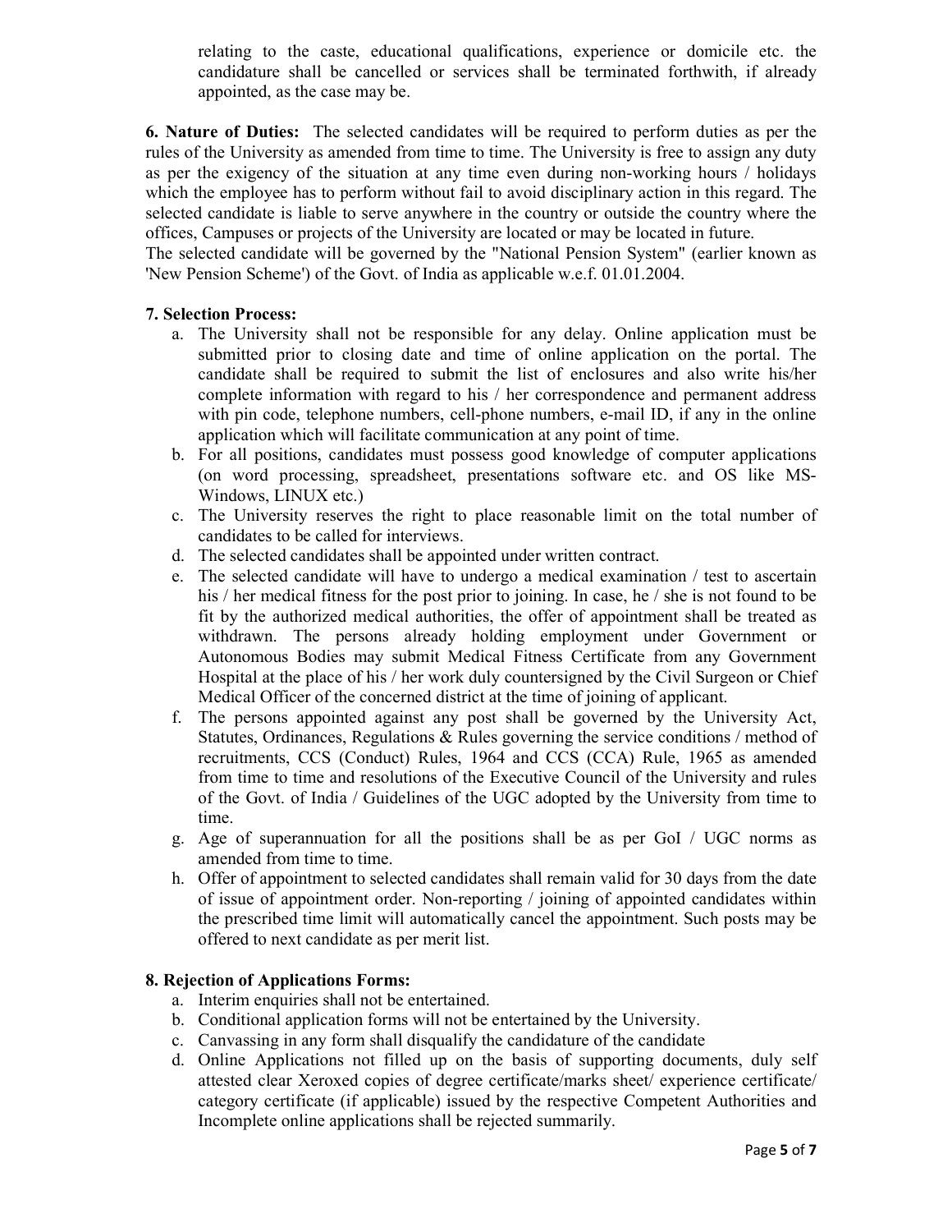relating to the caste, educational qualifications, experience or domicile etc. the candidature shall be cancelled or services shall be terminated forthwith, if already appointed, as the case may be.

**6. Nature of Duties:** The selected candidates will be required to perform duties as per the rules of the University as amended from time to time. The University is free to assign any duty as per the exigency of the situation at any time even during non-working hours / holidays which the employee has to perform without fail to avoid disciplinary action in this regard. The selected candidate is liable to serve anywhere in the country or outside the country where the offices, Campuses or projects of the University are located or may be located in future.

The selected candidate will be governed by the "National Pension System" (earlier known as 'New Pension Scheme') of the Govt. of India as applicable w.e.f. 01.01.2004.

**7. Selection Process:**

a. The University shall not be responsible for any delay. Online application must be submitted prior to closing date and time of online application on the portal. The candidate shall be required to submit the list of enclosures and also write his/her complete information with regard to his / her correspondence and permanent address with pin code, telephone numbers, cell-phone numbers, e-mail ID, if any in the online application which will facilitate communication at any point of time.

b. For all positions, candidates must possess good knowledge of computer applications (on word processing, spreadsheet, presentations software etc. and OS like MS-Windows, LINUX etc.)

c. The University reserves the right to place reasonable limit on the total number of candidates to be called for interviews.

d. The selected candidates shall be appointed under written contract.

e. The selected candidate will have to undergo a medical examination / test to ascertain his / her medical fitness for the post prior to joining. In case, he / she is not found to be fit by the authorized medical authorities, the offer of appointment shall be treated as withdrawn. The persons already holding employment under Government or Autonomous Bodies may submit Medical Fitness Certificate from any Government Hospital at the place of his / her work duly countersigned by the Civil Surgeon or Chief Medical Officer of the concerned district at the time of joining of applicant.

f. The persons appointed against any post shall be governed by the University Act, Statutes, Ordinances, Regulations & Rules governing the service conditions / method of recruitments, CCS (Conduct) Rules, 1964 and CCS (CCA) Rule, 1965 as amended from time to time and resolutions of the Executive Council of the University and rules of the Govt. of India / Guidelines of the UGC adopted by the University from time to time.

g. Age of superannuation for all the positions shall be as per GoI / UGC norms as amended from time to time.

h. Offer of appointment to selected candidates shall remain valid for 30 days from the date of issue of appointment order. Non-reporting / joining of appointed candidates within the prescribed time limit will automatically cancel the appointment. Such posts may be offered to next candidate as per merit list.

**8. Rejection of Applications Forms:**

a. Interim enquiries shall not be entertained.

b. Conditional application forms will not be entertained by the University.

c. Canvassing in any form shall disqualify the candidature of the candidate

d. Online Applications not filled up on the basis of supporting documents, duly self attested clear Xeroxed copies of degree certificate/marks sheet/ experience certificate/ category certificate (if applicable) issued by the respective Competent Authorities and Incomplete online applications shall be rejected summarily.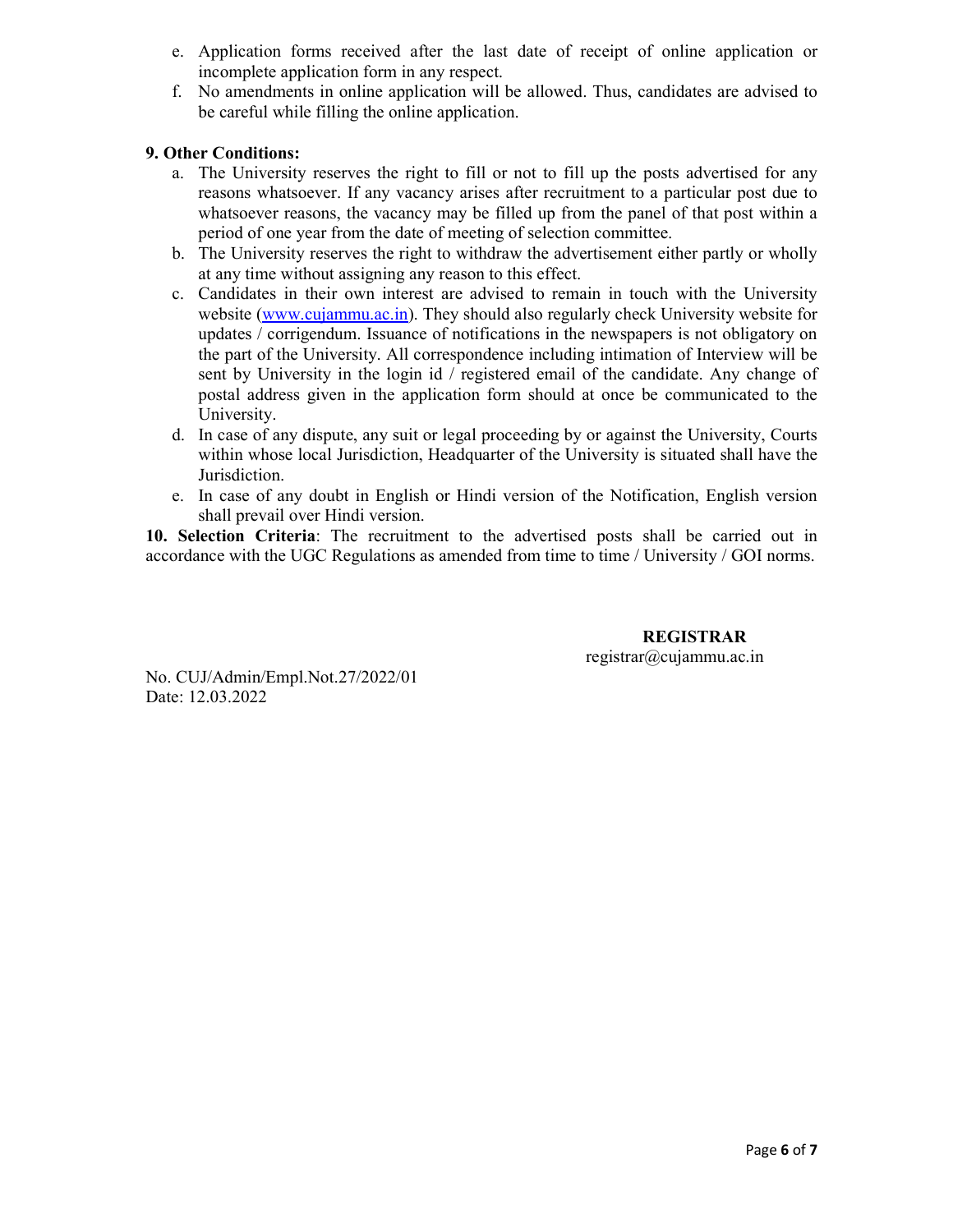e. Application forms received after the last date of receipt of online application or incomplete application form in any respect.
f. No amendments in online application will be allowed. Thus, candidates are advised to be careful while filling the online application.

**9. Other Conditions:**

a. The University reserves the right to fill or not to fill up the posts advertised for any reasons whatsoever. If any vacancy arises after recruitment to a particular post due to whatsoever reasons, the vacancy may be filled up from the panel of that post within a period of one year from the date of meeting of selection committee.
b. The University reserves the right to withdraw the advertisement either partly or wholly at any time without assigning any reason to this effect.
c. Candidates in their own interest are advised to remain in touch with the University website (www.cujammu.ac.in). They should also regularly check University website for updates / corrigendum. Issuance of notifications in the newspapers is not obligatory on the part of the University. All correspondence including intimation of Interview will be sent by University in the login id / registered email of the candidate. Any change of postal address given in the application form should at once be communicated to the University.
d. In case of any dispute, any suit or legal proceeding by or against the University, Courts within whose local Jurisdiction, Headquarter of the University is situated shall have the Jurisdiction.
e. In case of any doubt in English or Hindi version of the Notification, English version shall prevail over Hindi version.

**10. Selection Criteria**: The recruitment to the advertised posts shall be carried out in accordance with the UGC Regulations as amended from time to time / University / GOI norms.

**REGISTRAR**
registrar@cujammu.ac.in

No. CUJ/Admin/Empl.Not.27/2022/01
Date: 12.03.2022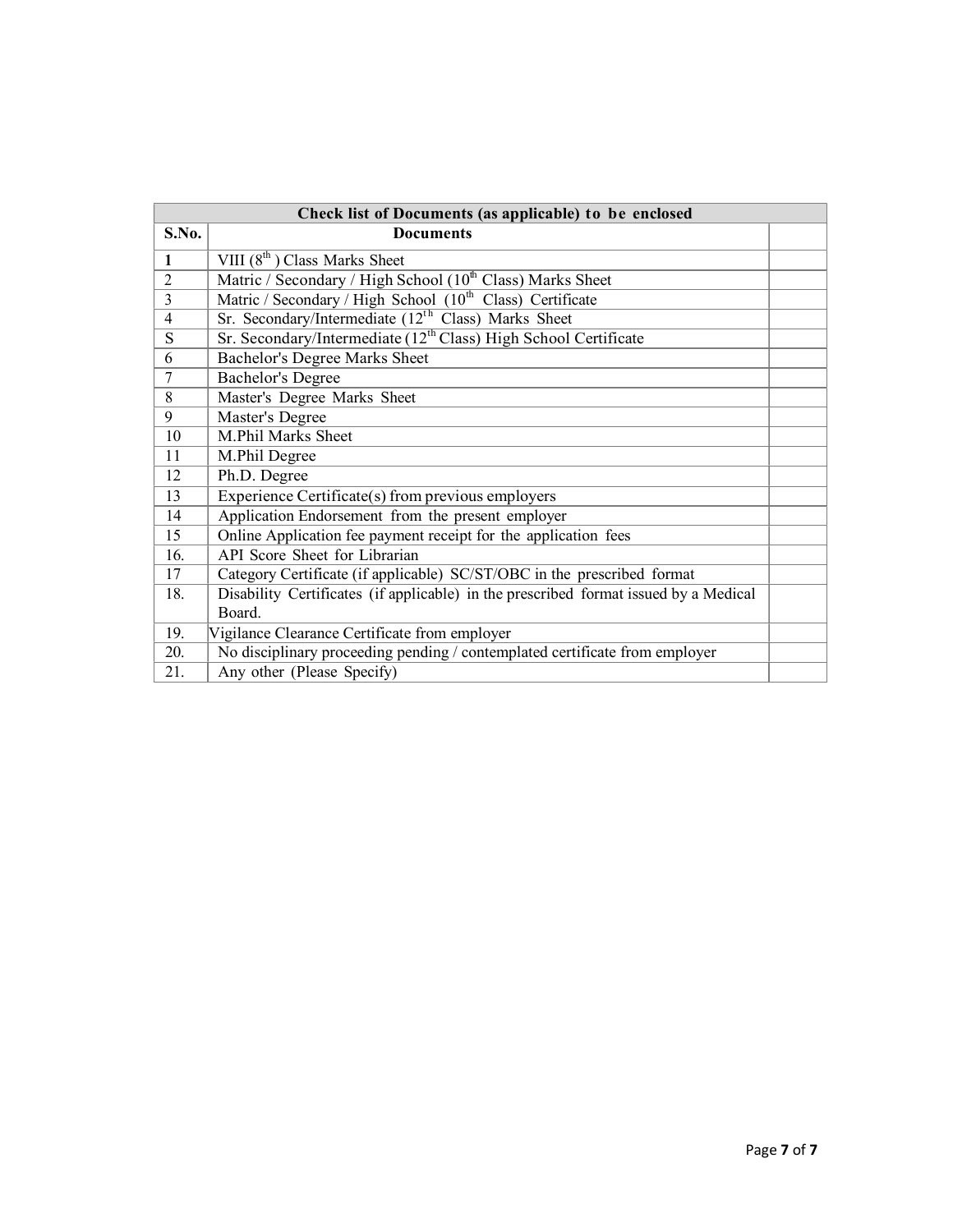| Check list of Documents (as applicable) to be enclosed | | |
|---|---|---|
| **S.No.** | **Documents** | |
| **1** | VIII ($8^{th}$ ) Class Marks Sheet | |
| 2 | Matric / Secondary / High School ($10^{th}$ Class) Marks Sheet | |
| 3 | Matric / Secondary / High School ($10^{th}$ Class) Certificate | |
| 4 | Sr. Secondary/Intermediate ($12^{th}$ Class) Marks Sheet | |
| S | Sr. Secondary/Intermediate ($12^{th}$ Class) High School Certificate | |
| 6 | Bachelor's Degree Marks Sheet | |
| 7 | Bachelor's Degree | |
| 8 | Master's Degree Marks Sheet | |
| 9 | Master's Degree | |
| 10 | M.Phil Marks Sheet | |
| 11 | M.Phil Degree | |
| 12 | Ph.D. Degree | |
| 13 | Experience Certificate(s) from previous employers | |
| 14 | Application Endorsement from the present employer | |
| 15 | Online Application fee payment receipt for the application fees | |
| 16. | API Score Sheet for Librarian | |
| 17 | Category Certificate (if applicable) SC/ST/OBC in the prescribed format | |
| 18. | Disability Certificates (if applicable) in the prescribed format issued by a Medical Board. | |
| 19. | Vigilance Clearance Certificate from employer | |
| 20. | No disciplinary proceeding pending / contemplated certificate from employer | |
| 21. | Any other (Please Specify) | |